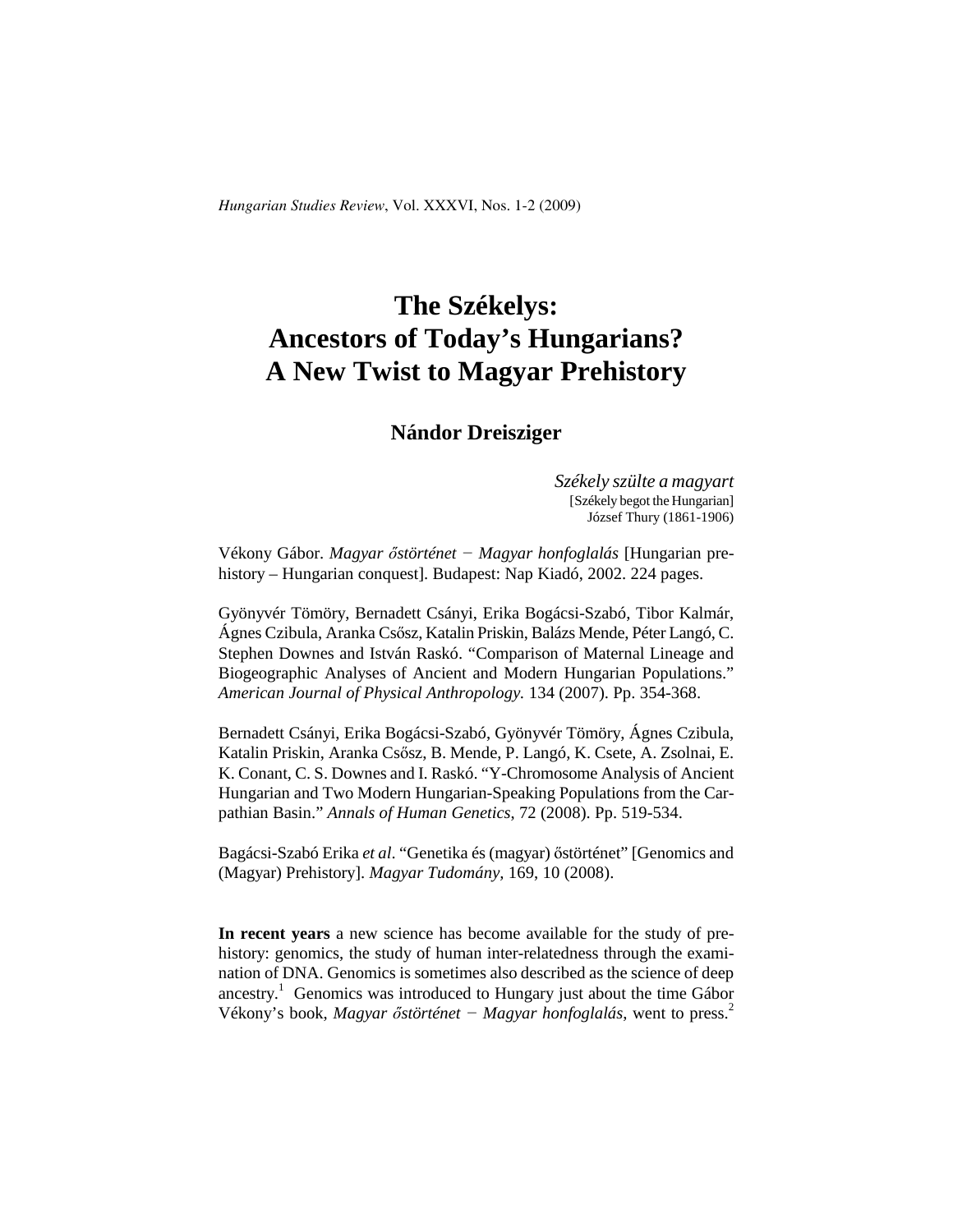# The Székelys: Ancestors of Today's Hungarians? A New Twist to Magyar Prehistory

## Nándor Dreisziger

*Székely szülte a magyart*
[Székely begot the Hungarian]
József Thury (1861-1906)

Vékony Gábor. *Magyar őstörténet − Magyar honfoglalás* [Hungarian prehistory – Hungarian conquest]. Budapest: Nap Kiadó, 2002. 224 pages.

Gyönyvér Tömöry, Bernadett Csányi, Erika Bogácsi-Szabó, Tibor Kalmár, Ágnes Czibula, Aranka Csősz, Katalin Priskin, Balázs Mende, Péter Langó, C. Stephen Downes and István Raskó. "Comparison of Maternal Lineage and Biogeographic Analyses of Ancient and Modern Hungarian Populations." *American Journal of Physical Anthropology.* 134 (2007). Pp. 354-368.

Bernadett Csányi, Erika Bogácsi-Szabó, Gyönyvér Tömöry, Ágnes Czibula, Katalin Priskin, Aranka Csősz, B. Mende, P. Langó, K. Csete, A. Zsolnai, E. K. Conant, C. S. Downes and I. Raskó. "Y-Chromosome Analysis of Ancient Hungarian and Two Modern Hungarian-Speaking Populations from the Carpathian Basin." *Annals of Human Genetics*, 72 (2008). Pp. 519-534.

Bagácsi-Szabó Erika *et al*. "Genetika és (magyar) őstörténet" [Genomics and (Magyar) Prehistory]. *Magyar Tudomány,* 169, 10 (2008).

**In recent years** a new science has become available for the study of prehistory: genomics, the study of human inter-relatedness through the examination of DNA. Genomics is sometimes also described as the science of deep ancestry.[1] Genomics was introduced to Hungary just about the time Gábor Vékony's book, *Magyar őstörténet − Magyar honfoglalás*, went to press.[2]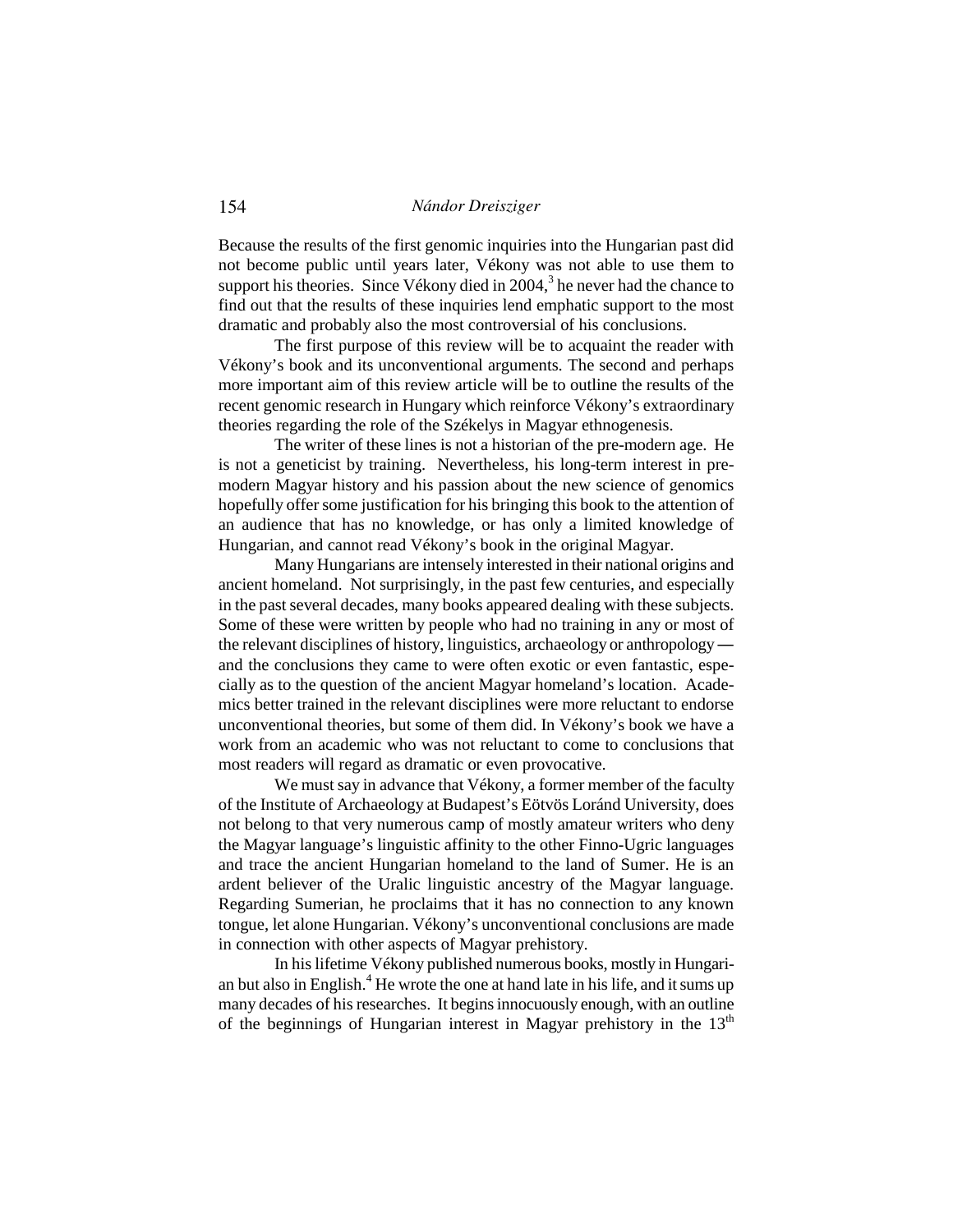Because the results of the first genomic inquiries into the Hungarian past did not become public until years later, Vékony was not able to use them to support his theories. Since Vékony died in 2004,[3] he never had the chance to find out that the results of these inquiries lend emphatic support to the most dramatic and probably also the most controversial of his conclusions.

The first purpose of this review will be to acquaint the reader with Vékony's book and its unconventional arguments. The second and perhaps more important aim of this review article will be to outline the results of the recent genomic research in Hungary which reinforce Vékony's extraordinary theories regarding the role of the Székelys in Magyar ethnogenesis.

The writer of these lines is not a historian of the pre-modern age. He is not a geneticist by training. Nevertheless, his long-term interest in pre-modern Magyar history and his passion about the new science of genomics hopefully offer some justification for his bringing this book to the attention of an audience that has no knowledge, or has only a limited knowledge of Hungarian, and cannot read Vékony's book in the original Magyar.

Many Hungarians are intensely interested in their national origins and ancient homeland. Not surprisingly, in the past few centuries, and especially in the past several decades, many books appeared dealing with these subjects. Some of these were written by people who had no training in any or most of the relevant disciplines of history, linguistics, archaeology or anthropology — and the conclusions they came to were often exotic or even fantastic, especially as to the question of the ancient Magyar homeland's location. Academics better trained in the relevant disciplines were more reluctant to endorse unconventional theories, but some of them did. In Vékony's book we have a work from an academic who was not reluctant to come to conclusions that most readers will regard as dramatic or even provocative.

We must say in advance that Vékony, a former member of the faculty of the Institute of Archaeology at Budapest's Eötvös Loránd University, does not belong to that very numerous camp of mostly amateur writers who deny the Magyar language's linguistic affinity to the other Finno-Ugric languages and trace the ancient Hungarian homeland to the land of Sumer. He is an ardent believer of the Uralic linguistic ancestry of the Magyar language. Regarding Sumerian, he proclaims that it has no connection to any known tongue, let alone Hungarian. Vékony's unconventional conclusions are made in connection with other aspects of Magyar prehistory.

In his lifetime Vékony published numerous books, mostly in Hungarian but also in English.[4] He wrote the one at hand late in his life, and it sums up many decades of his researches. It begins innocuously enough, with an outline of the beginnings of Hungarian interest in Magyar prehistory in the 13th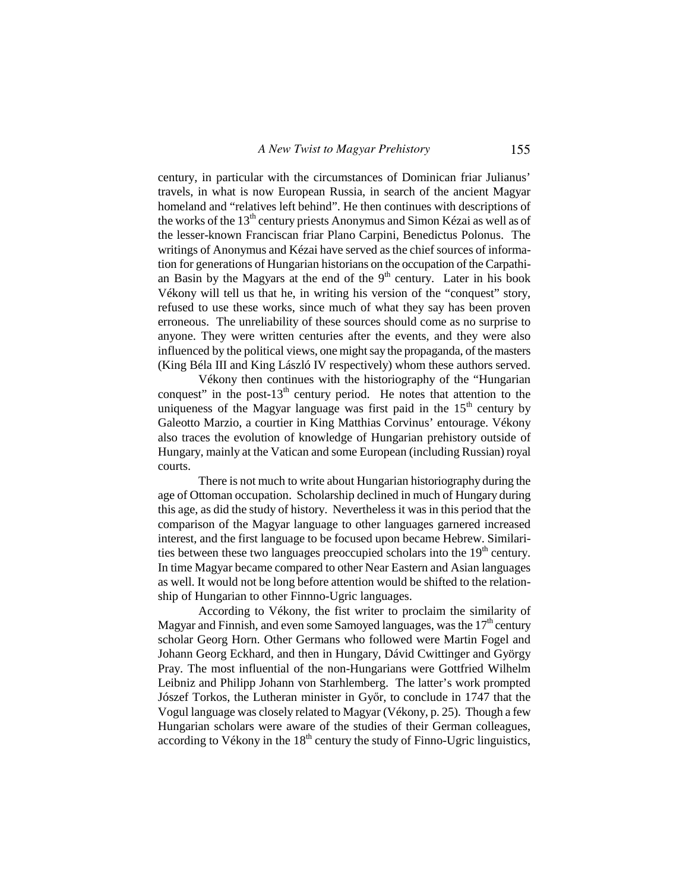century, in particular with the circumstances of Dominican friar Julianus' travels, in what is now European Russia, in search of the ancient Magyar homeland and "relatives left behind". He then continues with descriptions of the works of the 13th century priests Anonymus and Simon Kézai as well as of the lesser-known Franciscan friar Plano Carpini, Benedictus Polonus. The writings of Anonymus and Kézai have served as the chief sources of information for generations of Hungarian historians on the occupation of the Carpathian Basin by the Magyars at the end of the 9th century. Later in his book Vékony will tell us that he, in writing his version of the "conquest" story, refused to use these works, since much of what they say has been proven erroneous. The unreliability of these sources should come as no surprise to anyone. They were written centuries after the events, and they were also influenced by the political views, one might say the propaganda, of the masters (King Béla III and King László IV respectively) whom these authors served.

Vékony then continues with the historiography of the "Hungarian conquest" in the post-13th century period. He notes that attention to the uniqueness of the Magyar language was first paid in the 15th century by Galeotto Marzio, a courtier in King Matthias Corvinus' entourage. Vékony also traces the evolution of knowledge of Hungarian prehistory outside of Hungary, mainly at the Vatican and some European (including Russian) royal courts.

There is not much to write about Hungarian historiography during the age of Ottoman occupation. Scholarship declined in much of Hungary during this age, as did the study of history. Nevertheless it was in this period that the comparison of the Magyar language to other languages garnered increased interest, and the first language to be focused upon became Hebrew. Similarities between these two languages preoccupied scholars into the 19th century. In time Magyar became compared to other Near Eastern and Asian languages as well. It would not be long before attention would be shifted to the relationship of Hungarian to other Finnno-Ugric languages.

According to Vékony, the fist writer to proclaim the similarity of Magyar and Finnish, and even some Samoyed languages, was the 17th century scholar Georg Horn. Other Germans who followed were Martin Fogel and Johann Georg Eckhard, and then in Hungary, Dávid Cwittinger and György Pray. The most influential of the non-Hungarians were Gottfried Wilhelm Leibniz and Philipp Johann von Starhlemberg. The latter's work prompted Jószef Torkos, the Lutheran minister in Győr, to conclude in 1747 that the Vogul language was closely related to Magyar (Vékony, p. 25). Though a few Hungarian scholars were aware of the studies of their German colleagues, according to Vékony in the 18th century the study of Finno-Ugric linguistics,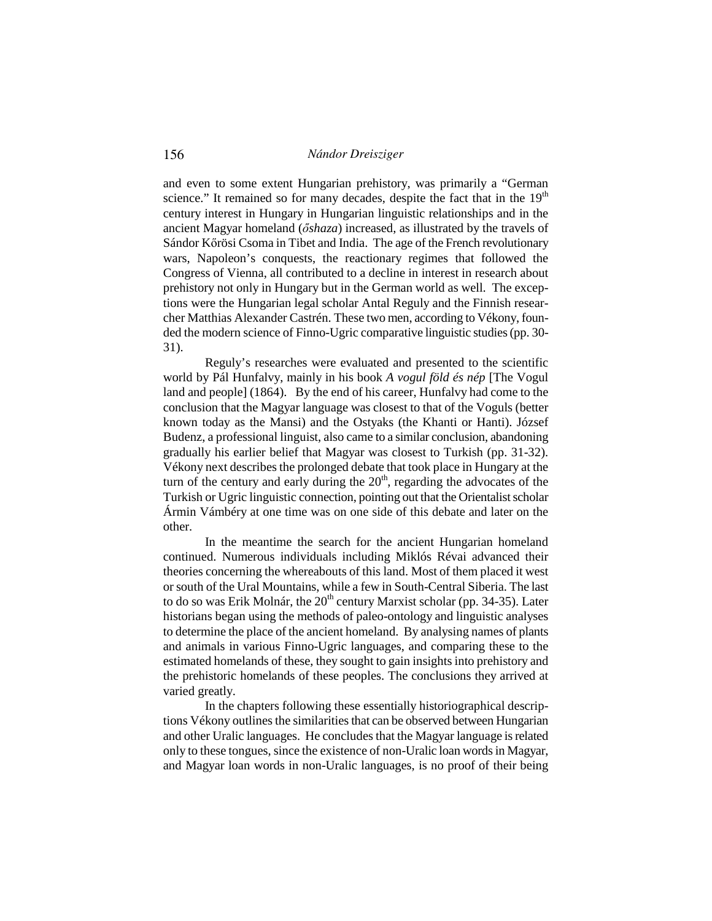and even to some extent Hungarian prehistory, was primarily a "German science." It remained so for many decades, despite the fact that in the 19th century interest in Hungary in Hungarian linguistic relationships and in the ancient Magyar homeland (*őshaza*) increased, as illustrated by the travels of Sándor Kőrösi Csoma in Tibet and India. The age of the French revolutionary wars, Napoleon's conquests, the reactionary regimes that followed the Congress of Vienna, all contributed to a decline in interest in research about prehistory not only in Hungary but in the German world as well. The exceptions were the Hungarian legal scholar Antal Reguly and the Finnish researcher Matthias Alexander Castrén. These two men, according to Vékony, founded the modern science of Finno-Ugric comparative linguistic studies (pp. 30-31).

Reguly's researches were evaluated and presented to the scientific world by Pál Hunfalvy, mainly in his book *A vogul föld és nép* [The Vogul land and people] (1864). By the end of his career, Hunfalvy had come to the conclusion that the Magyar language was closest to that of the Voguls (better known today as the Mansi) and the Ostyaks (the Khanti or Hanti). József Budenz, a professional linguist, also came to a similar conclusion, abandoning gradually his earlier belief that Magyar was closest to Turkish (pp. 31-32). Vékony next describes the prolonged debate that took place in Hungary at the turn of the century and early during the 20th, regarding the advocates of the Turkish or Ugric linguistic connection, pointing out that the Orientalist scholar Ármin Vámbéry at one time was on one side of this debate and later on the other.

In the meantime the search for the ancient Hungarian homeland continued. Numerous individuals including Miklós Révai advanced their theories concerning the whereabouts of this land. Most of them placed it west or south of the Ural Mountains, while a few in South-Central Siberia. The last to do so was Erik Molnár, the 20th century Marxist scholar (pp. 34-35). Later historians began using the methods of paleo-ontology and linguistic analyses to determine the place of the ancient homeland. By analysing names of plants and animals in various Finno-Ugric languages, and comparing these to the estimated homelands of these, they sought to gain insights into prehistory and the prehistoric homelands of these peoples. The conclusions they arrived at varied greatly.

In the chapters following these essentially historiographical descriptions Vékony outlines the similarities that can be observed between Hungarian and other Uralic languages. He concludes that the Magyar language is related only to these tongues, since the existence of non-Uralic loan words in Magyar, and Magyar loan words in non-Uralic languages, is no proof of their being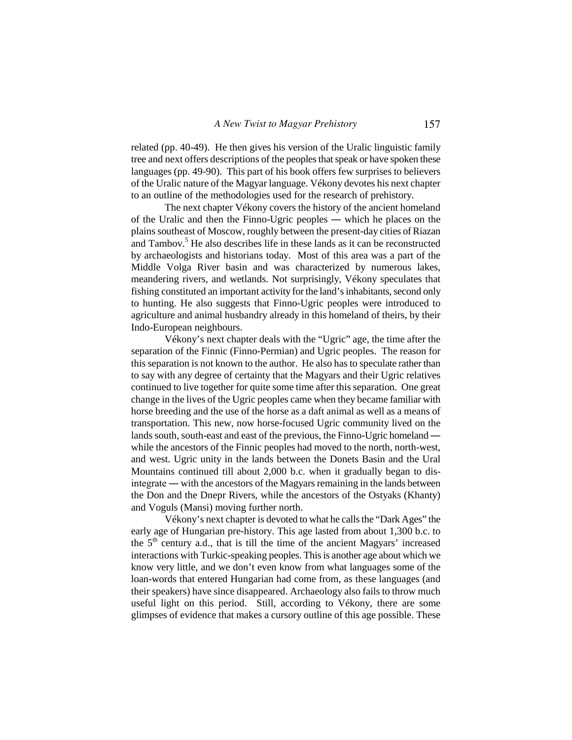related (pp. 40-49). He then gives his version of the Uralic linguistic family tree and next offers descriptions of the peoples that speak or have spoken these languages (pp. 49-90). This part of his book offers few surprises to believers of the Uralic nature of the Magyar language. Vékony devotes his next chapter to an outline of the methodologies used for the research of prehistory.

The next chapter Vékony covers the history of the ancient homeland of the Uralic and then the Finno-Ugric peoples — which he places on the plains southeast of Moscow, roughly between the present-day cities of Riazan and Tambov.[5] He also describes life in these lands as it can be reconstructed by archaeologists and historians today. Most of this area was a part of the Middle Volga River basin and was characterized by numerous lakes, meandering rivers, and wetlands. Not surprisingly, Vékony speculates that fishing constituted an important activity for the land's inhabitants, second only to hunting. He also suggests that Finno-Ugric peoples were introduced to agriculture and animal husbandry already in this homeland of theirs, by their Indo-European neighbours.

Vékony's next chapter deals with the "Ugric" age, the time after the separation of the Finnic (Finno-Permian) and Ugric peoples. The reason for this separation is not known to the author. He also has to speculate rather than to say with any degree of certainty that the Magyars and their Ugric relatives continued to live together for quite some time after this separation. One great change in the lives of the Ugric peoples came when they became familiar with horse breeding and the use of the horse as a daft animal as well as a means of transportation. This new, now horse-focused Ugric community lived on the lands south, south-east and east of the previous, the Finno-Ugric homeland — while the ancestors of the Finnic peoples had moved to the north, north-west, and west. Ugric unity in the lands between the Donets Basin and the Ural Mountains continued till about 2,000 b.c. when it gradually began to disintegrate — with the ancestors of the Magyars remaining in the lands between the Don and the Dnepr Rivers, while the ancestors of the Ostyaks (Khanty) and Voguls (Mansi) moving further north.

Vékony's next chapter is devoted to what he calls the "Dark Ages" the early age of Hungarian pre-history. This age lasted from about 1,300 b.c. to the 5th century a.d., that is till the time of the ancient Magyars' increased interactions with Turkic-speaking peoples. This is another age about which we know very little, and we don't even know from what languages some of the loan-words that entered Hungarian had come from, as these languages (and their speakers) have since disappeared. Archaeology also fails to throw much useful light on this period. Still, according to Vékony, there are some glimpses of evidence that makes a cursory outline of this age possible. These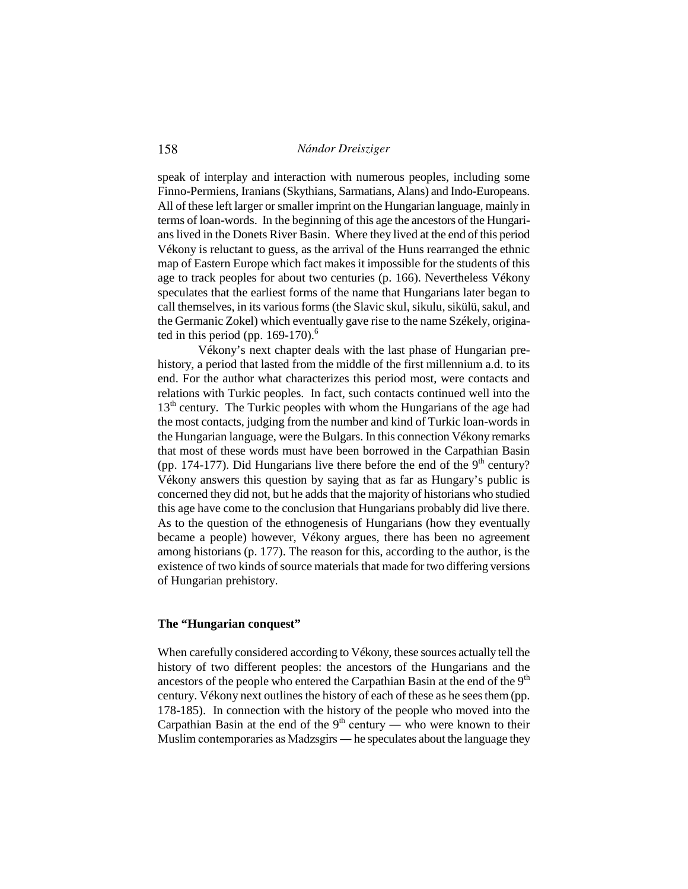speak of interplay and interaction with numerous peoples, including some Finno-Permiens, Iranians (Skythians, Sarmatians, Alans) and Indo-Europeans. All of these left larger or smaller imprint on the Hungarian language, mainly in terms of loan-words. In the beginning of this age the ancestors of the Hungarians lived in the Donets River Basin. Where they lived at the end of this period Vékony is reluctant to guess, as the arrival of the Huns rearranged the ethnic map of Eastern Europe which fact makes it impossible for the students of this age to track peoples for about two centuries (p. 166). Nevertheless Vékony speculates that the earliest forms of the name that Hungarians later began to call themselves, in its various forms (the Slavic skul, sikulu, sikülü, sakul, and the Germanic Zokel) which eventually gave rise to the name Székely, originated in this period (pp. 169-170).[6]

Vékony's next chapter deals with the last phase of Hungarian prehistory, a period that lasted from the middle of the first millennium a.d. to its end. For the author what characterizes this period most, were contacts and relations with Turkic peoples. In fact, such contacts continued well into the 13th century. The Turkic peoples with whom the Hungarians of the age had the most contacts, judging from the number and kind of Turkic loan-words in the Hungarian language, were the Bulgars. In this connection Vékony remarks that most of these words must have been borrowed in the Carpathian Basin (pp. 174-177). Did Hungarians live there before the end of the 9th century? Vékony answers this question by saying that as far as Hungary's public is concerned they did not, but he adds that the majority of historians who studied this age have come to the conclusion that Hungarians probably did live there. As to the question of the ethnogenesis of Hungarians (how they eventually became a people) however, Vékony argues, there has been no agreement among historians (p. 177). The reason for this, according to the author, is the existence of two kinds of source materials that made for two differing versions of Hungarian prehistory.

### The "Hungarian conquest"

When carefully considered according to Vékony, these sources actually tell the history of two different peoples: the ancestors of the Hungarians and the ancestors of the people who entered the Carpathian Basin at the end of the 9th century. Vékony next outlines the history of each of these as he sees them (pp. 178-185). In connection with the history of the people who moved into the Carpathian Basin at the end of the 9th century — who were known to their Muslim contemporaries as Madzsgirs — he speculates about the language they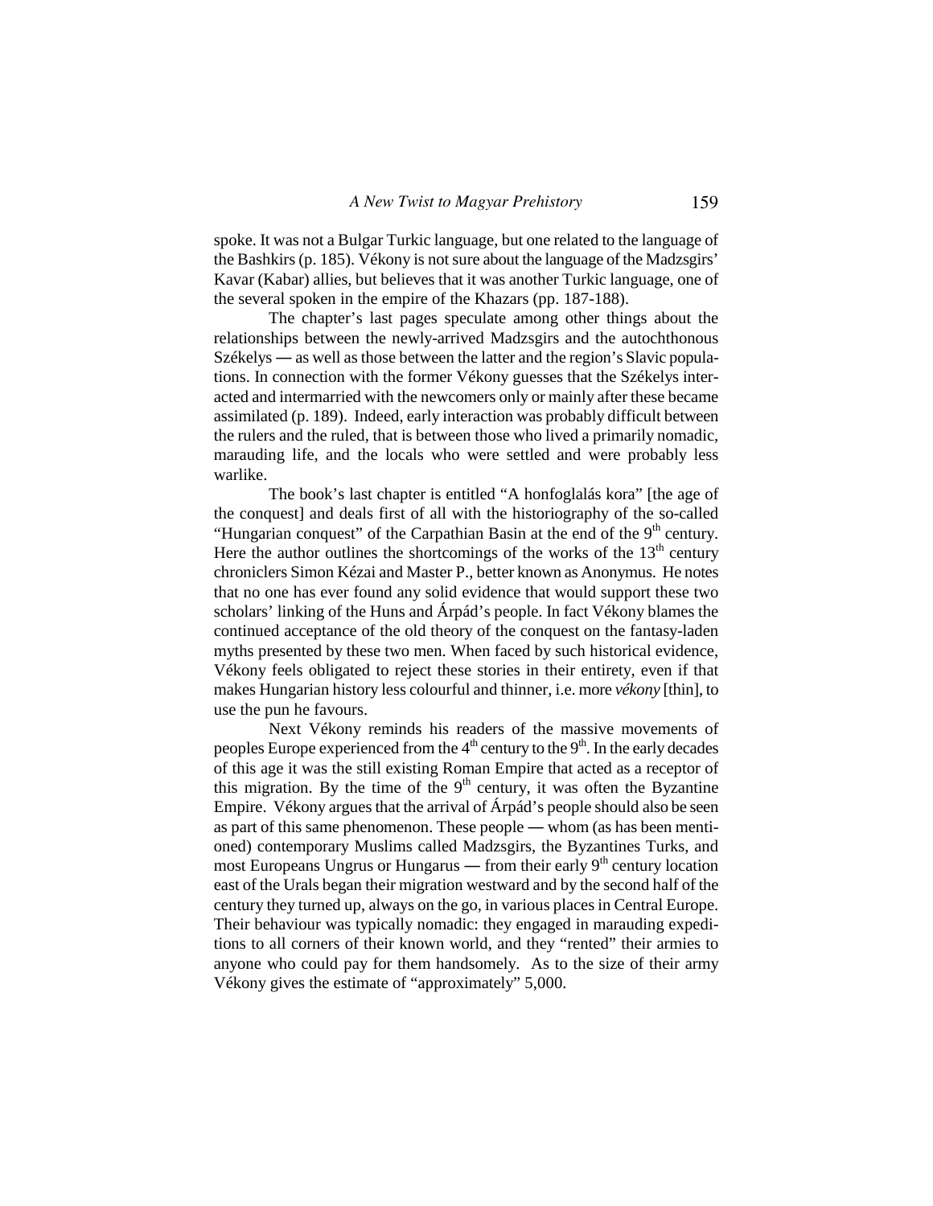spoke. It was not a Bulgar Turkic language, but one related to the language of the Bashkirs (p. 185). Vékony is not sure about the language of the Madzsgirs' Kavar (Kabar) allies, but believes that it was another Turkic language, one of the several spoken in the empire of the Khazars (pp. 187-188).

The chapter's last pages speculate among other things about the relationships between the newly-arrived Madzsgirs and the autochthonous Székelys — as well as those between the latter and the region's Slavic populations. In connection with the former Vékony guesses that the Székelys interacted and intermarried with the newcomers only or mainly after these became assimilated (p. 189). Indeed, early interaction was probably difficult between the rulers and the ruled, that is between those who lived a primarily nomadic, marauding life, and the locals who were settled and were probably less warlike.

The book's last chapter is entitled "A honfoglalás kora" [the age of the conquest] and deals first of all with the historiography of the so-called "Hungarian conquest" of the Carpathian Basin at the end of the 9th century. Here the author outlines the shortcomings of the works of the 13th century chroniclers Simon Kézai and Master P., better known as Anonymus. He notes that no one has ever found any solid evidence that would support these two scholars' linking of the Huns and Árpád's people. In fact Vékony blames the continued acceptance of the old theory of the conquest on the fantasy-laden myths presented by these two men. When faced by such historical evidence, Vékony feels obligated to reject these stories in their entirety, even if that makes Hungarian history less colourful and thinner, i.e. more *vékony* [thin], to use the pun he favours.

Next Vékony reminds his readers of the massive movements of peoples Europe experienced from the 4th century to the 9th. In the early decades of this age it was the still existing Roman Empire that acted as a receptor of this migration. By the time of the 9th century, it was often the Byzantine Empire. Vékony argues that the arrival of Árpád's people should also be seen as part of this same phenomenon. These people — whom (as has been mentioned) contemporary Muslims called Madzsgirs, the Byzantines Turks, and most Europeans Ungrus or Hungarus — from their early 9th century location east of the Urals began their migration westward and by the second half of the century they turned up, always on the go, in various places in Central Europe. Their behaviour was typically nomadic: they engaged in marauding expeditions to all corners of their known world, and they "rented" their armies to anyone who could pay for them handsomely. As to the size of their army Vékony gives the estimate of "approximately" 5,000.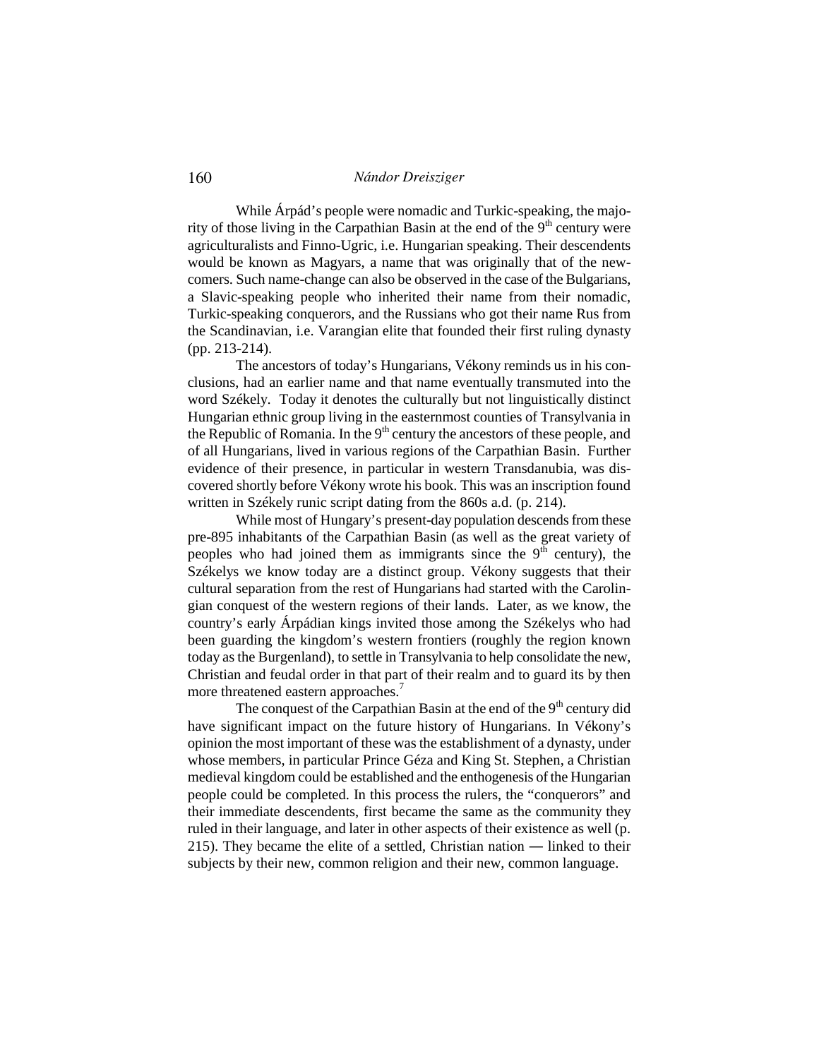While Árpád's people were nomadic and Turkic-speaking, the majority of those living in the Carpathian Basin at the end of the 9th century were agriculturalists and Finno-Ugric, i.e. Hungarian speaking. Their descendents would be known as Magyars, a name that was originally that of the newcomers. Such name-change can also be observed in the case of the Bulgarians, a Slavic-speaking people who inherited their name from their nomadic, Turkic-speaking conquerors, and the Russians who got their name Rus from the Scandinavian, i.e. Varangian elite that founded their first ruling dynasty (pp. 213-214).

The ancestors of today's Hungarians, Vékony reminds us in his conclusions, had an earlier name and that name eventually transmuted into the word Székely. Today it denotes the culturally but not linguistically distinct Hungarian ethnic group living in the easternmost counties of Transylvania in the Republic of Romania. In the 9th century the ancestors of these people, and of all Hungarians, lived in various regions of the Carpathian Basin. Further evidence of their presence, in particular in western Transdanubia, was discovered shortly before Vékony wrote his book. This was an inscription found written in Székely runic script dating from the 860s a.d. (p. 214).

While most of Hungary's present-day population descends from these pre-895 inhabitants of the Carpathian Basin (as well as the great variety of peoples who had joined them as immigrants since the 9th century), the Székelys we know today are a distinct group. Vékony suggests that their cultural separation from the rest of Hungarians had started with the Carolingian conquest of the western regions of their lands. Later, as we know, the country's early Árpádian kings invited those among the Székelys who had been guarding the kingdom's western frontiers (roughly the region known today as the Burgenland), to settle in Transylvania to help consolidate the new, Christian and feudal order in that part of their realm and to guard its by then more threatened eastern approaches.[7]

The conquest of the Carpathian Basin at the end of the 9th century did have significant impact on the future history of Hungarians. In Vékony's opinion the most important of these was the establishment of a dynasty, under whose members, in particular Prince Géza and King St. Stephen, a Christian medieval kingdom could be established and the enthogenesis of the Hungarian people could be completed. In this process the rulers, the "conquerors" and their immediate descendents, first became the same as the community they ruled in their language, and later in other aspects of their existence as well (p. 215). They became the elite of a settled, Christian nation — linked to their subjects by their new, common religion and their new, common language.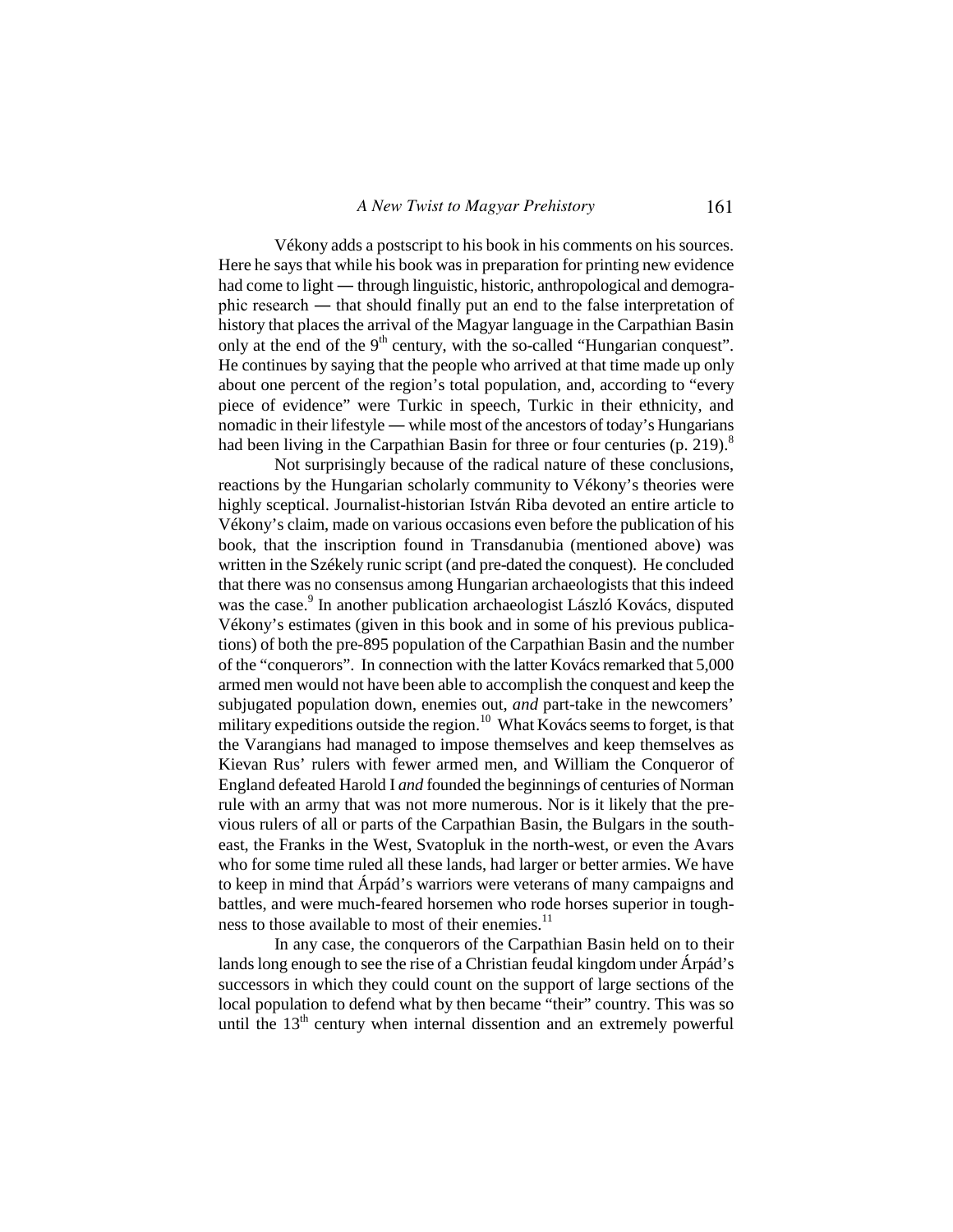Vékony adds a postscript to his book in his comments on his sources. Here he says that while his book was in preparation for printing new evidence had come to light — through linguistic, historic, anthropological and demographic research — that should finally put an end to the false interpretation of history that places the arrival of the Magyar language in the Carpathian Basin only at the end of the 9th century, with the so-called "Hungarian conquest". He continues by saying that the people who arrived at that time made up only about one percent of the region's total population, and, according to "every piece of evidence" were Turkic in speech, Turkic in their ethnicity, and nomadic in their lifestyle — while most of the ancestors of today's Hungarians had been living in the Carpathian Basin for three or four centuries (p. 219).[8]

Not surprisingly because of the radical nature of these conclusions, reactions by the Hungarian scholarly community to Vékony's theories were highly sceptical. Journalist-historian István Riba devoted an entire article to Vékony's claim, made on various occasions even before the publication of his book, that the inscription found in Transdanubia (mentioned above) was written in the Székely runic script (and pre-dated the conquest). He concluded that there was no consensus among Hungarian archaeologists that this indeed was the case.[9] In another publication archaeologist László Kovács, disputed Vékony's estimates (given in this book and in some of his previous publications) of both the pre-895 population of the Carpathian Basin and the number of the "conquerors". In connection with the latter Kovács remarked that 5,000 armed men would not have been able to accomplish the conquest and keep the subjugated population down, enemies out, *and* part-take in the newcomers' military expeditions outside the region.[10] What Kovács seems to forget, is that the Varangians had managed to impose themselves and keep themselves as Kievan Rus' rulers with fewer armed men, and William the Conqueror of England defeated Harold I *and* founded the beginnings of centuries of Norman rule with an army that was not more numerous. Nor is it likely that the previous rulers of all or parts of the Carpathian Basin, the Bulgars in the south-east, the Franks in the West, Svatopluk in the north-west, or even the Avars who for some time ruled all these lands, had larger or better armies. We have to keep in mind that Árpád's warriors were veterans of many campaigns and battles, and were much-feared horsemen who rode horses superior in toughness to those available to most of their enemies.[11]

In any case, the conquerors of the Carpathian Basin held on to their lands long enough to see the rise of a Christian feudal kingdom under Árpád's successors in which they could count on the support of large sections of the local population to defend what by then became "their" country. This was so until the 13th century when internal dissention and an extremely powerful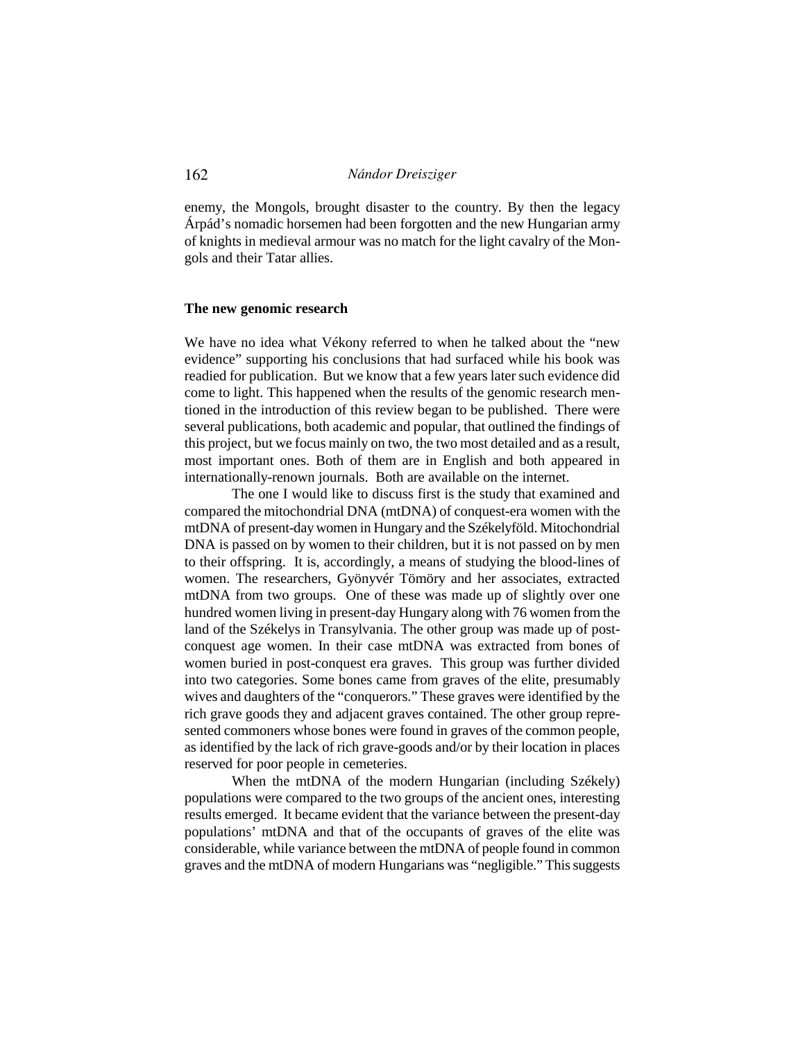enemy, the Mongols, brought disaster to the country. By then the legacy Árpád's nomadic horsemen had been forgotten and the new Hungarian army of knights in medieval armour was no match for the light cavalry of the Mongols and their Tatar allies.

### The new genomic research

We have no idea what Vékony referred to when he talked about the "new evidence" supporting his conclusions that had surfaced while his book was readied for publication. But we know that a few years later such evidence did come to light. This happened when the results of the genomic research mentioned in the introduction of this review began to be published. There were several publications, both academic and popular, that outlined the findings of this project, but we focus mainly on two, the two most detailed and as a result, most important ones. Both of them are in English and both appeared in internationally-renown journals. Both are available on the internet.

The one I would like to discuss first is the study that examined and compared the mitochondrial DNA (mtDNA) of conquest-era women with the mtDNA of present-day women in Hungary and the Székelyföld. Mitochondrial DNA is passed on by women to their children, but it is not passed on by men to their offspring. It is, accordingly, a means of studying the blood-lines of women. The researchers, Gyönyvér Tömöry and her associates, extracted mtDNA from two groups. One of these was made up of slightly over one hundred women living in present-day Hungary along with 76 women from the land of the Székelys in Transylvania. The other group was made up of post-conquest age women. In their case mtDNA was extracted from bones of women buried in post-conquest era graves. This group was further divided into two categories. Some bones came from graves of the elite, presumably wives and daughters of the "conquerors." These graves were identified by the rich grave goods they and adjacent graves contained. The other group represented commoners whose bones were found in graves of the common people, as identified by the lack of rich grave-goods and/or by their location in places reserved for poor people in cemeteries.

When the mtDNA of the modern Hungarian (including Székely) populations were compared to the two groups of the ancient ones, interesting results emerged. It became evident that the variance between the present-day populations' mtDNA and that of the occupants of graves of the elite was considerable, while variance between the mtDNA of people found in common graves and the mtDNA of modern Hungarians was "negligible." This suggests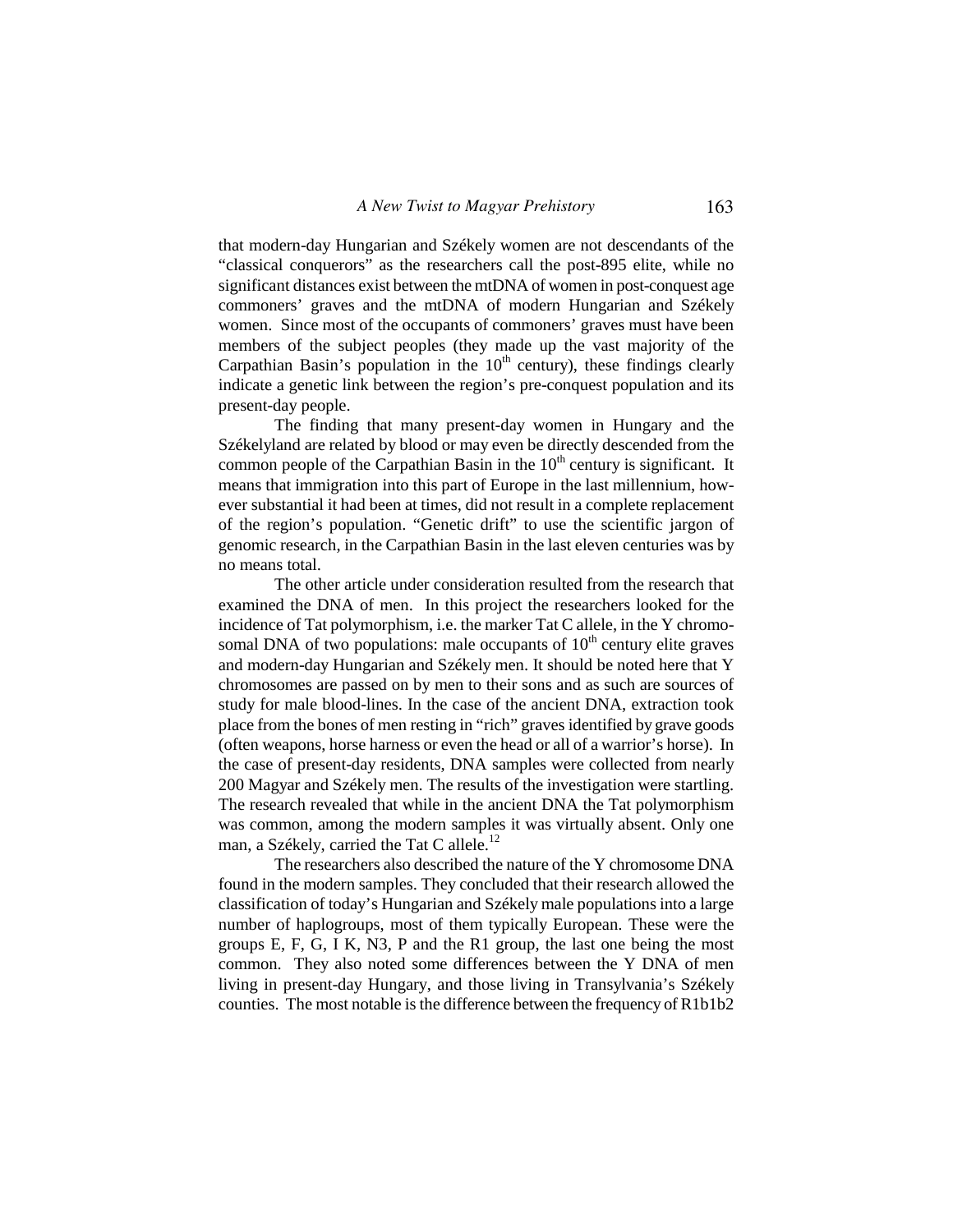that modern-day Hungarian and Székely women are not descendants of the "classical conquerors" as the researchers call the post-895 elite, while no significant distances exist between the mtDNA of women in post-conquest age commoners' graves and the mtDNA of modern Hungarian and Székely women. Since most of the occupants of commoners' graves must have been members of the subject peoples (they made up the vast majority of the Carpathian Basin's population in the $10^{th}$ century), these findings clearly indicate a genetic link between the region's pre-conquest population and its present-day people.

The finding that many present-day women in Hungary and the Székelyland are related by blood or may even be directly descended from the common people of the Carpathian Basin in the $10^{th}$ century is significant. It means that immigration into this part of Europe in the last millennium, however substantial it had been at times, did not result in a complete replacement of the region's population. "Genetic drift" to use the scientific jargon of genomic research, in the Carpathian Basin in the last eleven centuries was by no means total.

The other article under consideration resulted from the research that examined the DNA of men. In this project the researchers looked for the incidence of Tat polymorphism, i.e. the marker Tat C allele, in the Y chromosomal DNA of two populations: male occupants of $10^{th}$ century elite graves and modern-day Hungarian and Székely men. It should be noted here that Y chromosomes are passed on by men to their sons and as such are sources of study for male blood-lines. In the case of the ancient DNA, extraction took place from the bones of men resting in "rich" graves identified by grave goods (often weapons, horse harness or even the head or all of a warrior's horse). In the case of present-day residents, DNA samples were collected from nearly 200 Magyar and Székely men. The results of the investigation were startling. The research revealed that while in the ancient DNA the Tat polymorphism was common, among the modern samples it was virtually absent. Only one man, a Székely, carried the Tat C allele.[12]

The researchers also described the nature of the Y chromosome DNA found in the modern samples. They concluded that their research allowed the classification of today's Hungarian and Székely male populations into a large number of haplogroups, most of them typically European. These were the groups E, F, G, I K, N3, P and the R1 group, the last one being the most common. They also noted some differences between the Y DNA of men living in present-day Hungary, and those living in Transylvania's Székely counties. The most notable is the difference between the frequency of R1b1b2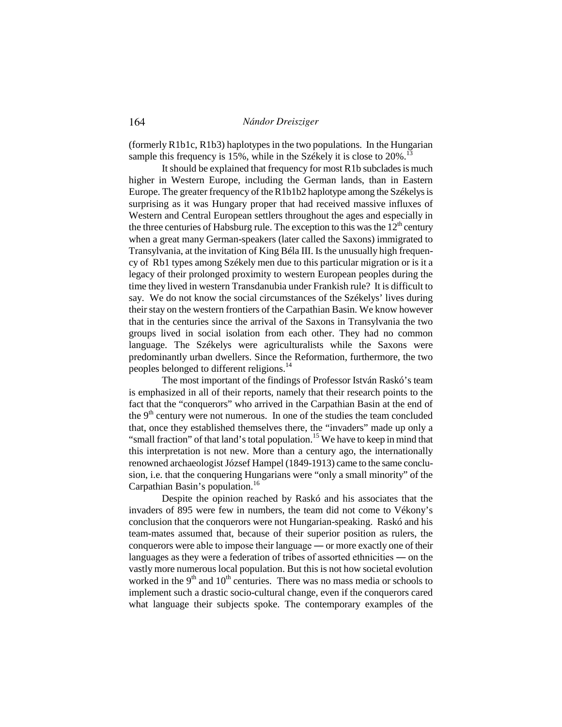(formerly R1b1c, R1b3) haplotypes in the two populations. In the Hungarian sample this frequency is 15%, while in the Székely it is close to 20%.[13]

It should be explained that frequency for most R1b subclades is much higher in Western Europe, including the German lands, than in Eastern Europe. The greater frequency of the R1b1b2 haplotype among the Székelys is surprising as it was Hungary proper that had received massive influxes of Western and Central European settlers throughout the ages and especially in the three centuries of Habsburg rule. The exception to this was the 12th century when a great many German-speakers (later called the Saxons) immigrated to Transylvania, at the invitation of King Béla III. Is the unusually high frequency of Rb1 types among Székely men due to this particular migration or is it a legacy of their prolonged proximity to western European peoples during the time they lived in western Transdanubia under Frankish rule? It is difficult to say. We do not know the social circumstances of the Székelys' lives during their stay on the western frontiers of the Carpathian Basin. We know however that in the centuries since the arrival of the Saxons in Transylvania the two groups lived in social isolation from each other. They had no common language. The Székelys were agriculturalists while the Saxons were predominantly urban dwellers. Since the Reformation, furthermore, the two peoples belonged to different religions.[14]

The most important of the findings of Professor István Raskó's team is emphasized in all of their reports, namely that their research points to the fact that the "conquerors" who arrived in the Carpathian Basin at the end of the 9th century were not numerous. In one of the studies the team concluded that, once they established themselves there, the "invaders" made up only a "small fraction" of that land's total population.[15] We have to keep in mind that this interpretation is not new. More than a century ago, the internationally renowned archaeologist József Hampel (1849-1913) came to the same conclusion, i.e. that the conquering Hungarians were "only a small minority" of the Carpathian Basin's population.[16]

Despite the opinion reached by Raskó and his associates that the invaders of 895 were few in numbers, the team did not come to Vékony's conclusion that the conquerors were not Hungarian-speaking. Raskó and his team-mates assumed that, because of their superior position as rulers, the conquerors were able to impose their language — or more exactly one of their languages as they were a federation of tribes of assorted ethnicities — on the vastly more numerous local population. But this is not how societal evolution worked in the 9th and 10th centuries. There was no mass media or schools to implement such a drastic socio-cultural change, even if the conquerors cared what language their subjects spoke. The contemporary examples of the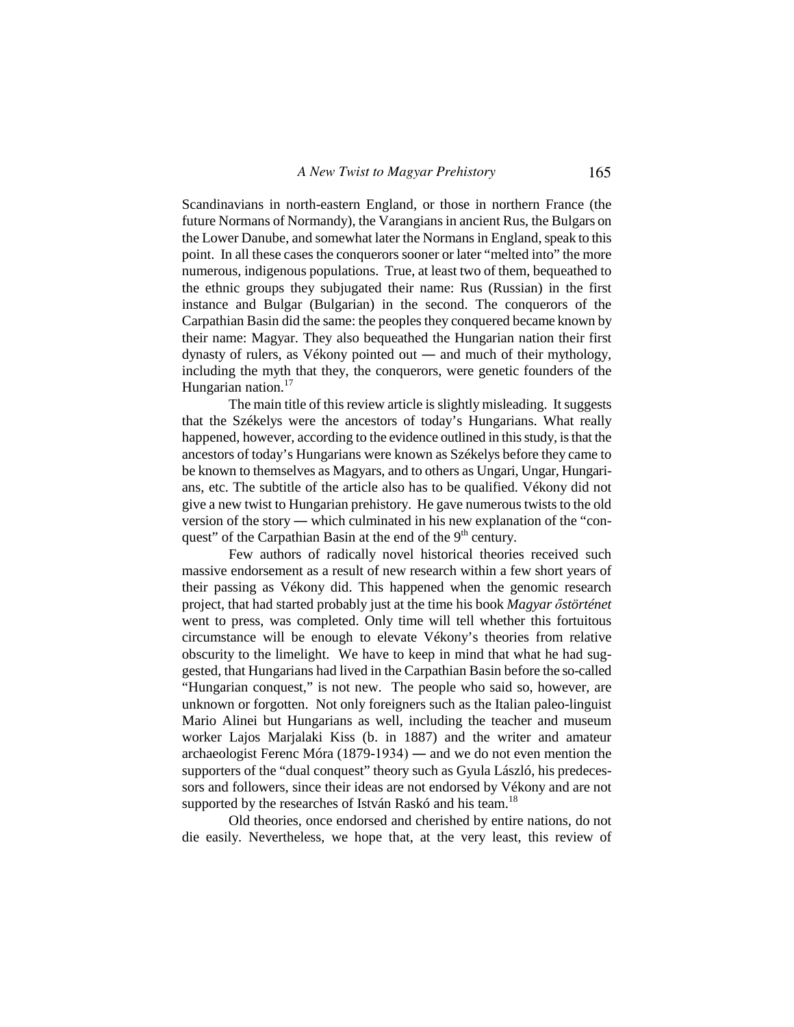Scandinavians in north-eastern England, or those in northern France (the future Normans of Normandy), the Varangians in ancient Rus, the Bulgars on the Lower Danube, and somewhat later the Normans in England, speak to this point. In all these cases the conquerors sooner or later "melted into" the more numerous, indigenous populations. True, at least two of them, bequeathed to the ethnic groups they subjugated their name: Rus (Russian) in the first instance and Bulgar (Bulgarian) in the second. The conquerors of the Carpathian Basin did the same: the peoples they conquered became known by their name: Magyar. They also bequeathed the Hungarian nation their first dynasty of rulers, as Vékony pointed out — and much of their mythology, including the myth that they, the conquerors, were genetic founders of the Hungarian nation.[17]

The main title of this review article is slightly misleading. It suggests that the Székelys were the ancestors of today's Hungarians. What really happened, however, according to the evidence outlined in this study, is that the ancestors of today's Hungarians were known as Székelys before they came to be known to themselves as Magyars, and to others as Ungari, Ungar, Hungarians, etc. The subtitle of the article also has to be qualified. Vékony did not give a new twist to Hungarian prehistory. He gave numerous twists to the old version of the story — which culminated in his new explanation of the "conquest" of the Carpathian Basin at the end of the 9th century.

Few authors of radically novel historical theories received such massive endorsement as a result of new research within a few short years of their passing as Vékony did. This happened when the genomic research project, that had started probably just at the time his book *Magyar őstörténet* went to press, was completed. Only time will tell whether this fortuitous circumstance will be enough to elevate Vékony's theories from relative obscurity to the limelight. We have to keep in mind that what he had suggested, that Hungarians had lived in the Carpathian Basin before the so-called "Hungarian conquest," is not new. The people who said so, however, are unknown or forgotten. Not only foreigners such as the Italian paleo-linguist Mario Alinei but Hungarians as well, including the teacher and museum worker Lajos Marjalaki Kiss (b. in 1887) and the writer and amateur archaeologist Ferenc Móra (1879-1934) — and we do not even mention the supporters of the "dual conquest" theory such as Gyula László, his predecessors and followers, since their ideas are not endorsed by Vékony and are not supported by the researches of István Raskó and his team.[18]

Old theories, once endorsed and cherished by entire nations, do not die easily. Nevertheless, we hope that, at the very least, this review of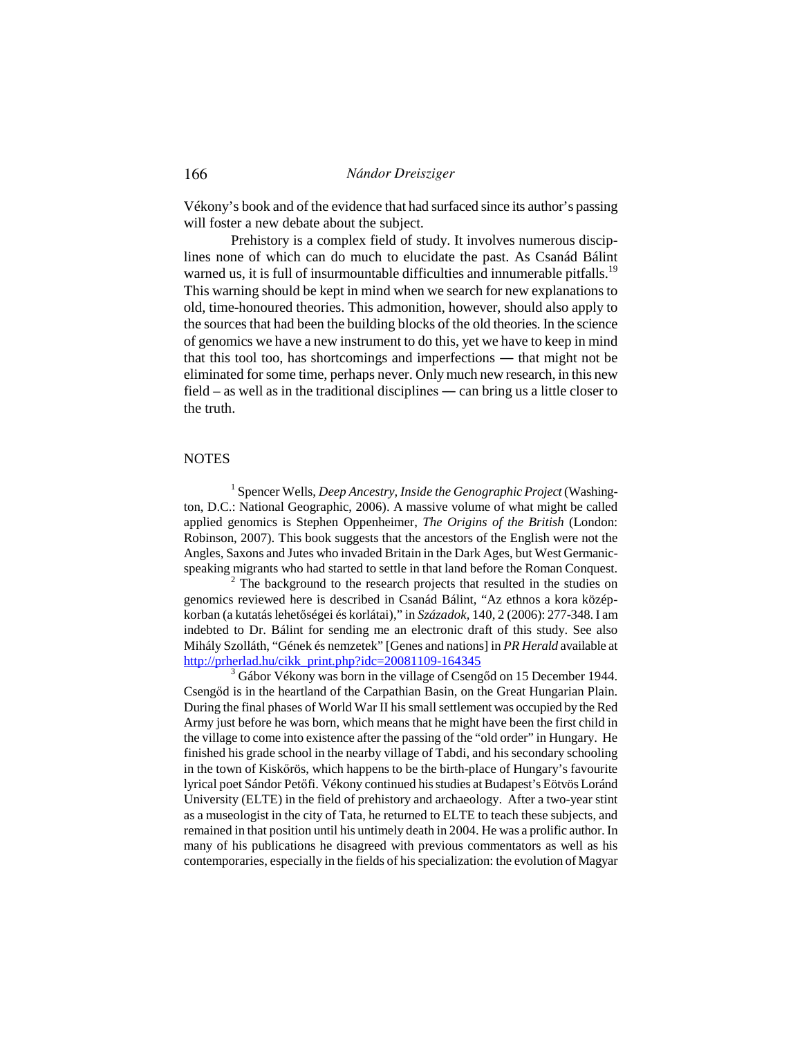Vékony's book and of the evidence that had surfaced since its author's passing will foster a new debate about the subject.

Prehistory is a complex field of study. It involves numerous disciplines none of which can do much to elucidate the past. As Csanád Bálint warned us, it is full of insurmountable difficulties and innumerable pitfalls.[19] This warning should be kept in mind when we search for new explanations to old, time-honoured theories. This admonition, however, should also apply to the sources that had been the building blocks of the old theories. In the science of genomics we have a new instrument to do this, yet we have to keep in mind that this tool too, has shortcomings and imperfections — that might not be eliminated for some time, perhaps never. Only much new research, in this new field – as well as in the traditional disciplines — can bring us a little closer to the truth.

## NOTES

[1] Spencer Wells, *Deep Ancestry, Inside the Genographic Project* (Washington, D.C.: National Geographic, 2006). A massive volume of what might be called applied genomics is Stephen Oppenheimer, *The Origins of the British* (London: Robinson, 2007). This book suggests that the ancestors of the English were not the Angles, Saxons and Jutes who invaded Britain in the Dark Ages, but West Germanic-speaking migrants who had started to settle in that land before the Roman Conquest.

[2] The background to the research projects that resulted in the studies on genomics reviewed here is described in Csanád Bálint, "Az ethnos a kora középkorban (a kutatás lehetőségei és korlátai)," in *Századok*, 140, 2 (2006): 277-348. I am indebted to Dr. Bálint for sending me an electronic draft of this study. See also Mihály Szolláth, "Gének és nemzetek" [Genes and nations] in *PR Herald* available at http://prherlad.hu/cikk_print.php?idc=20081109-164345

[3] Gábor Vékony was born in the village of Csengőd on 15 December 1944. Csengőd is in the heartland of the Carpathian Basin, on the Great Hungarian Plain. During the final phases of World War II his small settlement was occupied by the Red Army just before he was born, which means that he might have been the first child in the village to come into existence after the passing of the "old order" in Hungary. He finished his grade school in the nearby village of Tabdi, and his secondary schooling in the town of Kiskőrös, which happens to be the birth-place of Hungary's favourite lyrical poet Sándor Petőfi. Vékony continued his studies at Budapest's Eötvös Loránd University (ELTE) in the field of prehistory and archaeology. After a two-year stint as a museologist in the city of Tata, he returned to ELTE to teach these subjects, and remained in that position until his untimely death in 2004. He was a prolific author. In many of his publications he disagreed with previous commentators as well as his contemporaries, especially in the fields of his specialization: the evolution of Magyar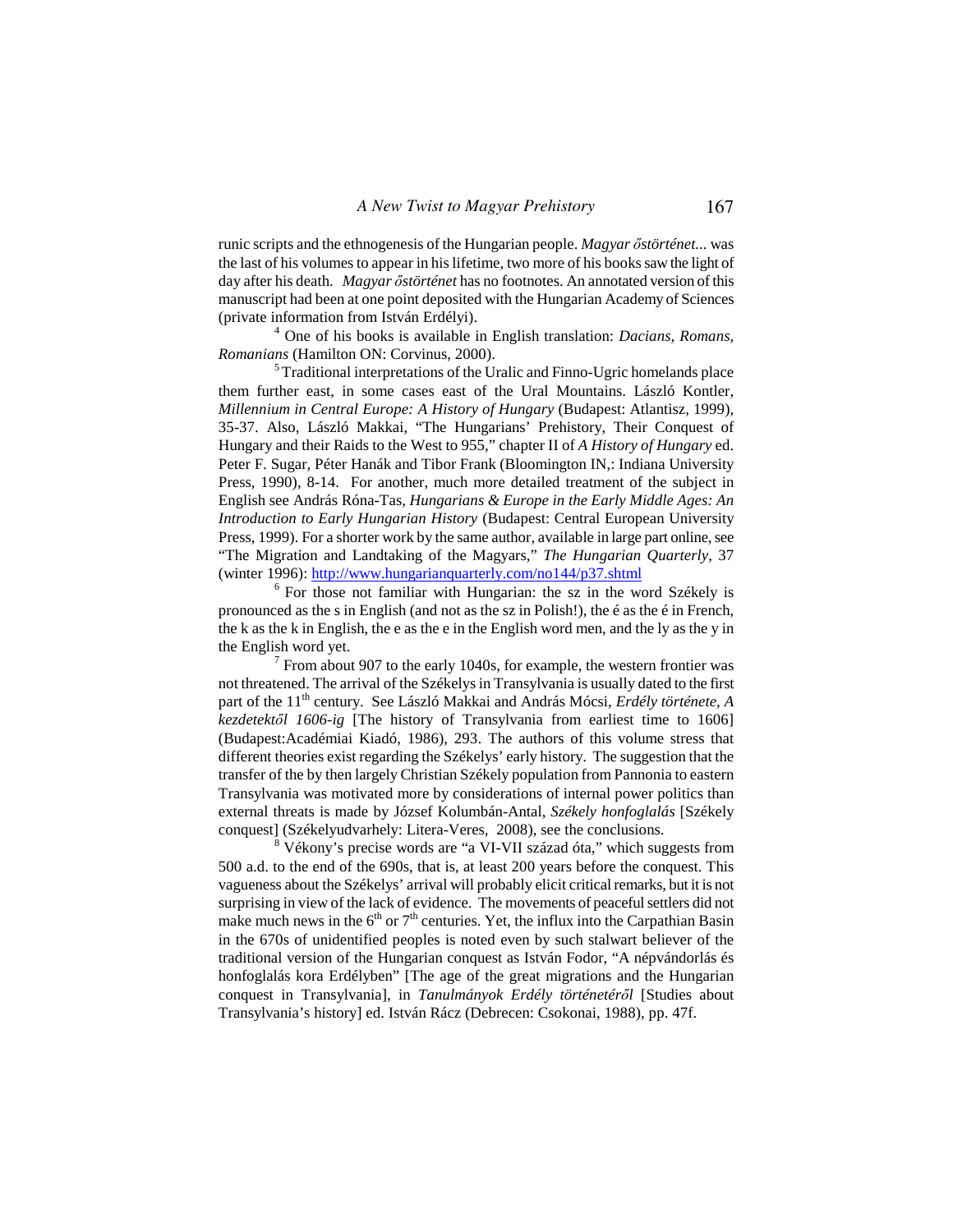runic scripts and the ethnogenesis of the Hungarian people. *Magyar őstörténet...* was the last of his volumes to appear in his lifetime, two more of his books saw the light of day after his death. *Magyar őstörténet* has no footnotes. An annotated version of this manuscript had been at one point deposited with the Hungarian Academy of Sciences (private information from István Erdélyi).

[4] One of his books is available in English translation: *Dacians, Romans, Romanians* (Hamilton ON: Corvinus, 2000).

[5] Traditional interpretations of the Uralic and Finno-Ugric homelands place them further east, in some cases east of the Ural Mountains. László Kontler, *Millennium in Central Europe: A History of Hungary* (Budapest: Atlantisz, 1999), 35-37. Also, László Makkai, "The Hungarians' Prehistory, Their Conquest of Hungary and their Raids to the West to 955," chapter II of *A History of Hungary* ed. Peter F. Sugar, Péter Hanák and Tibor Frank (Bloomington IN,: Indiana University Press, 1990), 8-14. For another, much more detailed treatment of the subject in English see András Róna-Tas, *Hungarians & Europe in the Early Middle Ages: An Introduction to Early Hungarian History* (Budapest: Central European University Press, 1999). For a shorter work by the same author, available in large part online, see "The Migration and Landtaking of the Magyars," *The Hungarian Quarterly*, 37 (winter 1996): http://www.hungarianquarterly.com/no144/p37.shtml

[6] For those not familiar with Hungarian: the sz in the word Székely is pronounced as the s in English (and not as the sz in Polish!), the é as the é in French, the k as the k in English, the e as the e in the English word men, and the ly as the y in the English word yet.

[7] From about 907 to the early 1040s, for example, the western frontier was not threatened. The arrival of the Székelys in Transylvania is usually dated to the first part of the 11th century. See László Makkai and András Mócsi, *Erdély története, A kezdetektől 1606-ig* [The history of Transylvania from earliest time to 1606] (Budapest:Académiai Kiadó, 1986), 293. The authors of this volume stress that different theories exist regarding the Székelys' early history. The suggestion that the transfer of the by then largely Christian Székely population from Pannonia to eastern Transylvania was motivated more by considerations of internal power politics than external threats is made by József Kolumbán-Antal, *Székely honfoglalás* [Székely conquest] (Székelyudvarhely: Litera-Veres, 2008), see the conclusions.

[8] Vékony's precise words are "a VI-VII század óta," which suggests from 500 a.d. to the end of the 690s, that is, at least 200 years before the conquest. This vagueness about the Székelys' arrival will probably elicit critical remarks, but it is not surprising in view of the lack of evidence. The movements of peaceful settlers did not make much news in the 6th or 7th centuries. Yet, the influx into the Carpathian Basin in the 670s of unidentified peoples is noted even by such stalwart believer of the traditional version of the Hungarian conquest as István Fodor, "A népvándorlás és honfoglalás kora Erdélyben" [The age of the great migrations and the Hungarian conquest in Transylvania], in *Tanulmányok Erdély történetéről* [Studies about Transylvania's history] ed. István Rácz (Debrecen: Csokonai, 1988), pp. 47f.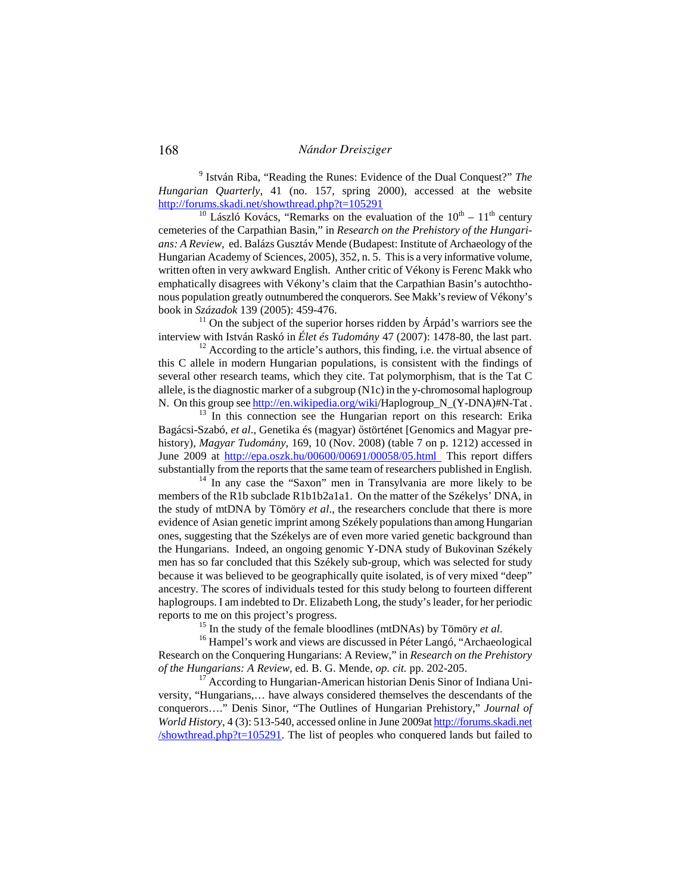[9] István Riba, "Reading the Runes: Evidence of the Dual Conquest?" *The Hungarian Quarterly,* 41 (no. 157, spring 2000), accessed at the website http://forums.skadi.net/showthread.php?t=105291

[10] László Kovács, "Remarks on the evaluation of the $10^{th}$ – $11^{th}$ century cemeteries of the Carpathian Basin," in *Research on the Prehistory of the Hungarians: A Review,* ed. Balázs Gusztáv Mende (Budapest: Institute of Archaeology of the Hungarian Academy of Sciences, 2005), 352, n. 5. This is a very informative volume, written often in very awkward English. Anther critic of Vékony is Ferenc Makk who emphatically disagrees with Vékony's claim that the Carpathian Basin's autochthonous population greatly outnumbered the conquerors. See Makk's review of Vékony's book in *Századok* 139 (2005): 459-476.

[11] On the subject of the superior horses ridden by Árpád's warriors see the interview with István Raskó in *Élet és Tudomány* 47 (2007): 1478-80, the last part.

[12] According to the article's authors, this finding, i.e. the virtual absence of this C allele in modern Hungarian populations, is consistent with the findings of several other research teams, which they cite. Tat polymorphism, that is the Tat C allele, is the diagnostic marker of a subgroup (N1c) in the y-chromosomal haplogroup N. On this group see http://en.wikipedia.org/wiki/Haplogroup_N_(Y-DNA)#N-Tat .

[13] In this connection see the Hungarian report on this research: Erika Bagácsi-Szabó, *et al*., Genetika és (magyar) őstörténet [Genomics and Magyar prehistory), *Magyar Tudomány,* 169, 10 (Nov. 2008) (table 7 on p. 1212) accessed in June 2009 at http://epa.oszk.hu/00600/00691/00058/05.html This report differs substantially from the reports that the same team of researchers published in English.

[14] In any case the "Saxon" men in Transylvania are more likely to be members of the R1b subclade R1b1b2a1a1. On the matter of the Székelys' DNA, in the study of mtDNA by Tömöry *et al*., the researchers conclude that there is more evidence of Asian genetic imprint among Székely populations than among Hungarian ones, suggesting that the Székelys are of even more varied genetic background than the Hungarians. Indeed, an ongoing genomic Y-DNA study of Bukovinan Székely men has so far concluded that this Székely sub-group, which was selected for study because it was believed to be geographically quite isolated, is of very mixed "deep" ancestry. The scores of individuals tested for this study belong to fourteen different haplogroups. I am indebted to Dr. Elizabeth Long, the study's leader, for her periodic reports to me on this project's progress.

[15] In the study of the female bloodlines (mtDNAs) by Tömöry *et al*.

[16] Hampel's work and views are discussed in Péter Langó, "Archaeological Research on the Conquering Hungarians: A Review," in *Research on the Prehistory of the Hungarians: A Review,* ed. B. G. Mende, *op. cit.* pp. 202-205.

[17] According to Hungarian-American historian Denis Sinor of Indiana University, "Hungarians,… have always considered themselves the descendants of the conquerors…." Denis Sinor, "The Outlines of Hungarian Prehistory," *Journal of World History*, 4 (3): 513-540, accessed online in June 2009at http://forums.skadi.net/showthread.php?t=105291. The list of peoples who conquered lands but failed to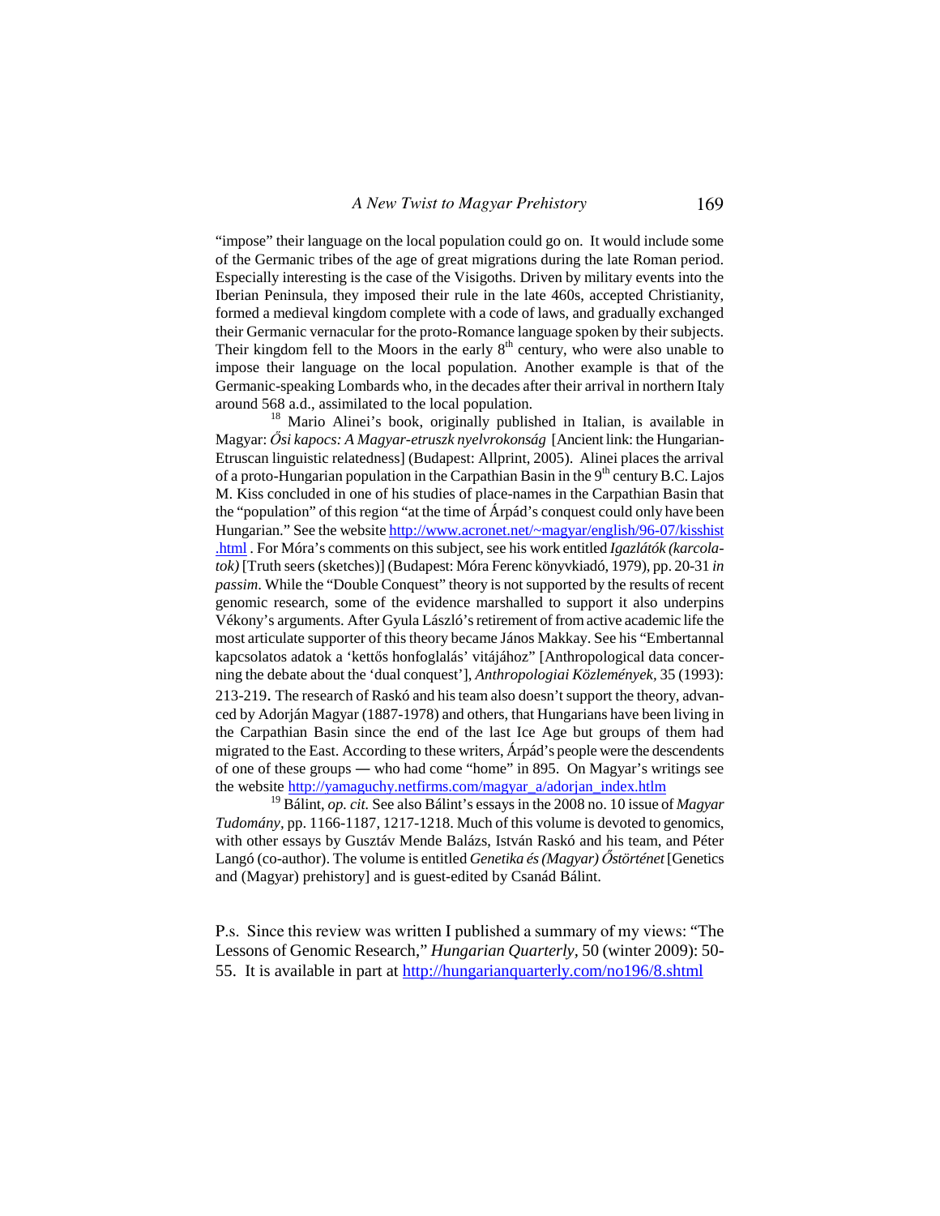"impose" their language on the local population could go on. It would include some of the Germanic tribes of the age of great migrations during the late Roman period. Especially interesting is the case of the Visigoths. Driven by military events into the Iberian Peninsula, they imposed their rule in the late 460s, accepted Christianity, formed a medieval kingdom complete with a code of laws, and gradually exchanged their Germanic vernacular for the proto-Romance language spoken by their subjects. Their kingdom fell to the Moors in the early 8th century, who were also unable to impose their language on the local population. Another example is that of the Germanic-speaking Lombards who, in the decades after their arrival in northern Italy around 568 a.d., assimilated to the local population.

[18] Mario Alinei's book, originally published in Italian, is available in Magyar: *Ősi kapocs: A Magyar-etruszk nyelvrokonság* [Ancient link: the Hungarian-Etruscan linguistic relatedness] (Budapest: Allprint, 2005). Alinei places the arrival of a proto-Hungarian population in the Carpathian Basin in the 9th century B.C. Lajos M. Kiss concluded in one of his studies of place-names in the Carpathian Basin that the "population" of this region "at the time of Árpád's conquest could only have been Hungarian." See the website http://www.acronet.net/~magyar/english/96-07/kisshist.html . For Móra's comments on this subject, see his work entitled *Igazlátók (karcolatok)* [Truth seers (sketches)] (Budapest: Móra Ferenc könyvkiadó, 1979), pp. 20-31 *in passim*. While the "Double Conquest" theory is not supported by the results of recent genomic research, some of the evidence marshalled to support it also underpins Vékony's arguments. After Gyula László's retirement of from active academic life the most articulate supporter of this theory became János Makkay. See his "Embertannal kapcsolatos adatok a 'kettős honfoglalás' vitájához" [Anthropological data concerning the debate about the 'dual conquest'], *Anthropologiai Közlemények*, 35 (1993): 213-219. The research of Raskó and his team also doesn't support the theory, advanced by Adorján Magyar (1887-1978) and others, that Hungarians have been living in the Carpathian Basin since the end of the last Ice Age but groups of them had migrated to the East. According to these writers, Árpád's people were the descendents of one of these groups — who had come "home" in 895. On Magyar's writings see the website http://yamaguchy.netfirms.com/magyar_a/adorjan_index.htlm

[19] Bálint, *op. cit.* See also Bálint's essays in the 2008 no. 10 issue of *Magyar Tudomány*, pp. 1166-1187, 1217-1218. Much of this volume is devoted to genomics, with other essays by Gusztáv Mende Balázs, István Raskó and his team, and Péter Langó (co-author). The volume is entitled *Genetika és (Magyar) Őstörténet* [Genetics and (Magyar) prehistory] and is guest-edited by Csanád Bálint.

P.s. Since this review was written I published a summary of my views: "The Lessons of Genomic Research," *Hungarian Quarterly*, 50 (winter 2009): 50-55. It is available in part at http://hungarianquarterly.com/no196/8.shtml